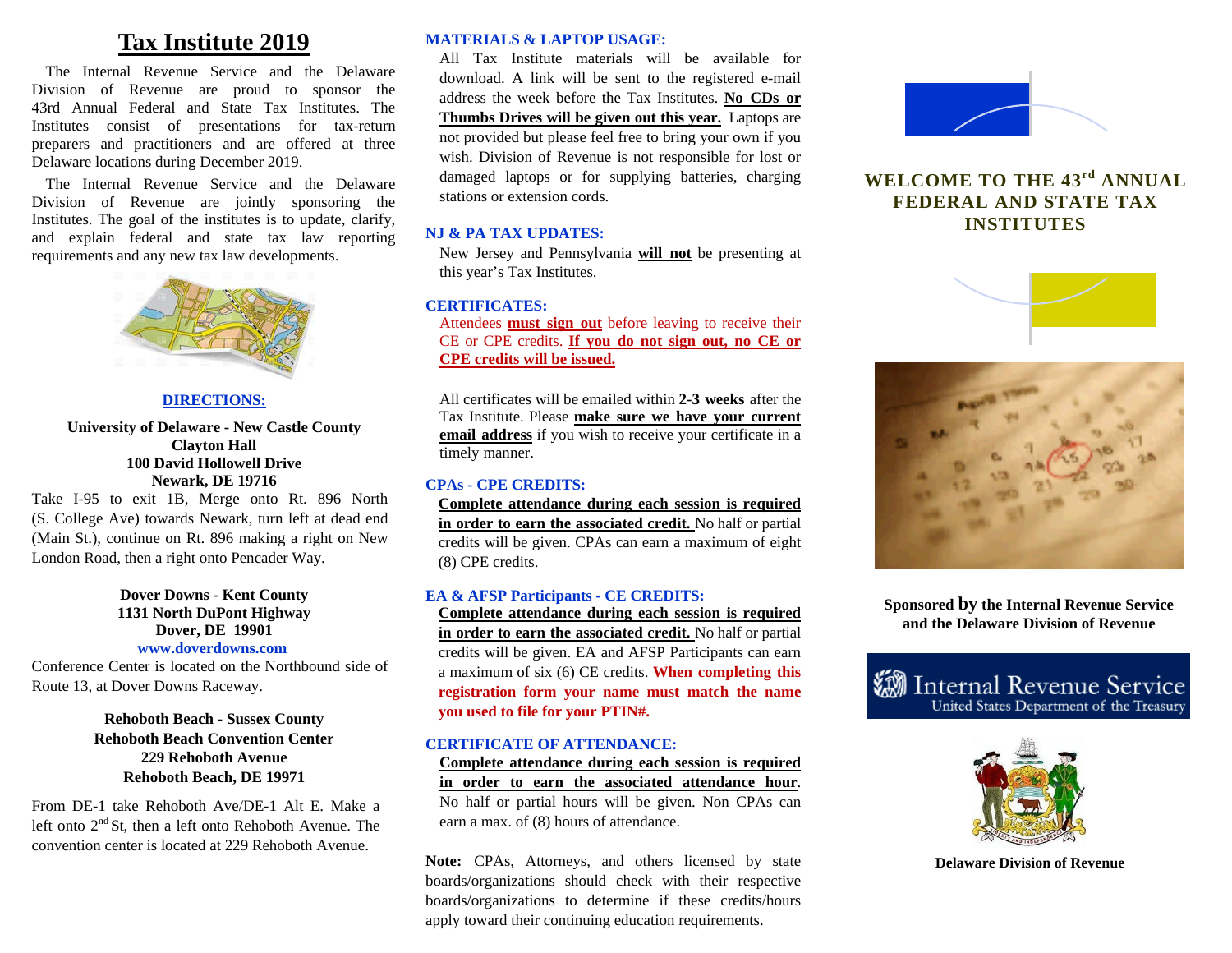# Tax Institute 2019

The Internal Revenue Service and the Delaware Division of Revenue are proud to sponsor the 43rd Annual Federal and State Tax Institutes. The Institutes consist of presentations for tax-return preparers and practitioners and are offered at three Delaware locations during December 2019.

The Internal Revenue Service and the Delaware Division of Revenue are jointly sponsoring the Institutes. The goal of the institutes is to update, clarify, and explain federal and state tax law reporting requirements and any new tax law developments.

## DIRECTIONS:

**University of Delaware - New Castle County**
**Clayton Hall**
**100 David Hollowell Drive**
**Newark, DE 19716**

Take I-95 to exit 1B, Merge onto Rt. 896 North (S. College Ave) towards Newark, turn left at dead end (Main St.), continue on Rt. 896 making a right on New London Road, then a right onto Pencader Way.

**Dover Downs - Kent County**
**1131 North DuPont Highway**
**Dover, DE 19901**
**www.doverdowns.com**

Conference Center is located on the Northbound side of Route 13, at Dover Downs Raceway.

**Rehoboth Beach - Sussex County**
**Rehoboth Beach Convention Center**
**229 Rehoboth Avenue**
**Rehoboth Beach, DE 19971**

From DE-1 take Rehoboth Ave/DE-1 Alt E. Make a left onto 2nd St, then a left onto Rehoboth Avenue. The convention center is located at 229 Rehoboth Avenue.

## MATERIALS & LAPTOP USAGE:

All Tax Institute materials will be available for download. A link will be sent to the registered e-mail address the week before the Tax Institutes. **No CDs or Thumbs Drives will be given out this year.** Laptops are not provided but please feel free to bring your own if you wish. Division of Revenue is not responsible for lost or damaged laptops or for supplying batteries, charging stations or extension cords.

## NJ & PA TAX UPDATES:

New Jersey and Pennsylvania **will not** be presenting at this year's Tax Institutes.

## CERTIFICATES:

Attendees **must sign out** before leaving to receive their CE or CPE credits. **If you do not sign out, no CE or CPE credits will be issued.**

All certificates will be emailed within **2-3 weeks** after the Tax Institute. Please **make sure we have your current email address** if you wish to receive your certificate in a timely manner.

## CPAs - CPE CREDITS:

**Complete attendance during each session is required in order to earn the associated credit.** No half or partial credits will be given. CPAs can earn a maximum of eight (8) CPE credits.

## EA & AFSP Participants - CE CREDITS:

**Complete attendance during each session is required in order to earn the associated credit.** No half or partial credits will be given. EA and AFSP Participants can earn a maximum of six (6) CE credits. **When completing this registration form your name must match the name you used to file for your PTIN#.**

## CERTIFICATE OF ATTENDANCE:

**Complete attendance during each session is required in order to earn the associated attendance hour**. No half or partial hours will be given. Non CPAs can earn a max. of (8) hours of attendance.

**Note:** CPAs, Attorneys, and others licensed by state boards/organizations should check with their respective boards/organizations to determine if these credits/hours apply toward their continuing education requirements.

## WELCOME TO THE 43rd ANNUAL FEDERAL AND STATE TAX INSTITUTES

**Sponsored by the Internal Revenue Service and the Delaware Division of Revenue**

Internal Revenue Service
United States Department of the Treasury

**Delaware Division of Revenue**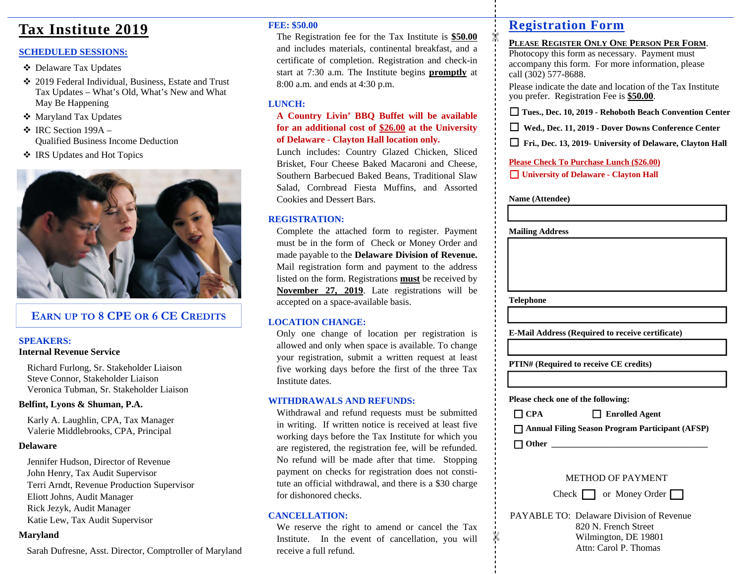# Tax Institute 2019

## SCHEDULED SESSIONS:

- Delaware Tax Updates
- 2019 Federal Individual, Business, Estate and Trust Tax Updates – What's Old, What's New and What May Be Happening
- Maryland Tax Updates
- IRC Section 199A – Qualified Business Income Deduction
- IRS Updates and Hot Topics

**EARN UP TO 8 CPE OR 6 CE CREDITS**

## SPEAKERS:

**Internal Revenue Service**

Richard Furlong, Sr. Stakeholder Liaison
Steve Connor, Stakeholder Liaison
Veronica Tubman, Sr. Stakeholder Liaison

**Belfint, Lyons & Shuman, P.A.**

Karly A. Laughlin, CPA, Tax Manager
Valerie Middlebrooks, CPA, Principal

**Delaware**

Jennifer Hudson, Director of Revenue
John Henry, Tax Audit Supervisor
Terri Arndt, Revenue Production Supervisor
Eliott Johns, Audit Manager
Rick Jezyk, Audit Manager
Katie Lew, Tax Audit Supervisor

**Maryland**

Sarah Dufresne, Asst. Director, Comptroller of Maryland

## FEE: $50.00

The Registration fee for the Tax Institute is **$50.00** and includes materials, continental breakfast, and a certificate of completion. Registration and check-in start at 7:30 a.m. The Institute begins **promptly** at 8:00 a.m. and ends at 4:30 p.m.

## LUNCH:

**A Country Livin' BBQ Buffet will be available for an additional cost of $26.00 at the University of Delaware - Clayton Hall location only.**

Lunch includes: Country Glazed Chicken, Sliced Brisket, Four Cheese Baked Macaroni and Cheese, Southern Barbecued Baked Beans, Traditional Slaw Salad, Cornbread Fiesta Muffins, and Assorted Cookies and Dessert Bars.

## REGISTRATION:

Complete the attached form to register. Payment must be in the form of Check or Money Order and made payable to the **Delaware Division of Revenue.** Mail registration form and payment to the address listed on the form. Registrations **must** be received by **November 27, 2019**. Late registrations will be accepted on a space-available basis.

## LOCATION CHANGE:

Only one change of location per registration is allowed and only when space is available. To change your registration, submit a written request at least five working days before the first of the three Tax Institute dates.

## WITHDRAWALS AND REFUNDS:

Withdrawal and refund requests must be submitted in writing. If written notice is received at least five working days before the Tax Institute for which you are registered, the registration fee, will be refunded. No refund will be made after that time. Stopping payment on checks for registration does not constitute an official withdrawal, and there is a $30 charge for dishonored checks.

## CANCELLATION:

We reserve the right to amend or cancel the Tax Institute. In the event of cancellation, you will receive a full refund.

# Registration Form

**PLEASE REGISTER ONLY ONE PERSON PER FORM.** Photocopy this form as necessary. Payment must accompany this form. For more information, please call (302) 577-8688.

Please indicate the date and location of the Tax Institute you prefer. Registration Fee is **$50.00**.

- ☐ **Tues., Dec. 10, 2019 - Rehoboth Beach Convention Center**
- ☐ **Wed., Dec. 11, 2019 - Dover Downs Conference Center**
- ☐ **Fri., Dec. 13, 2019- University of Delaware, Clayton Hall**

Please Check To Purchase Lunch ($26.00)

- ☐ **University of Delaware - Clayton Hall**

**Name (Attendee)**

**Mailing Address**

**Telephone**

**E-Mail Address (Required to receive certificate)**

**PTIN# (Required to receive CE credits)**

**Please check one of the following:**

- ☐ **CPA** ☐ **Enrolled Agent**
- ☐ **Annual Filing Season Program Participant (AFSP)**
- ☐ **Other** ________________________________

METHOD OF PAYMENT

Check ☐ or Money Order ☐

PAYABLE TO: Delaware Division of Revenue
820 N. French Street
Wilmington, DE 19801
Attn: Carol P. Thomas